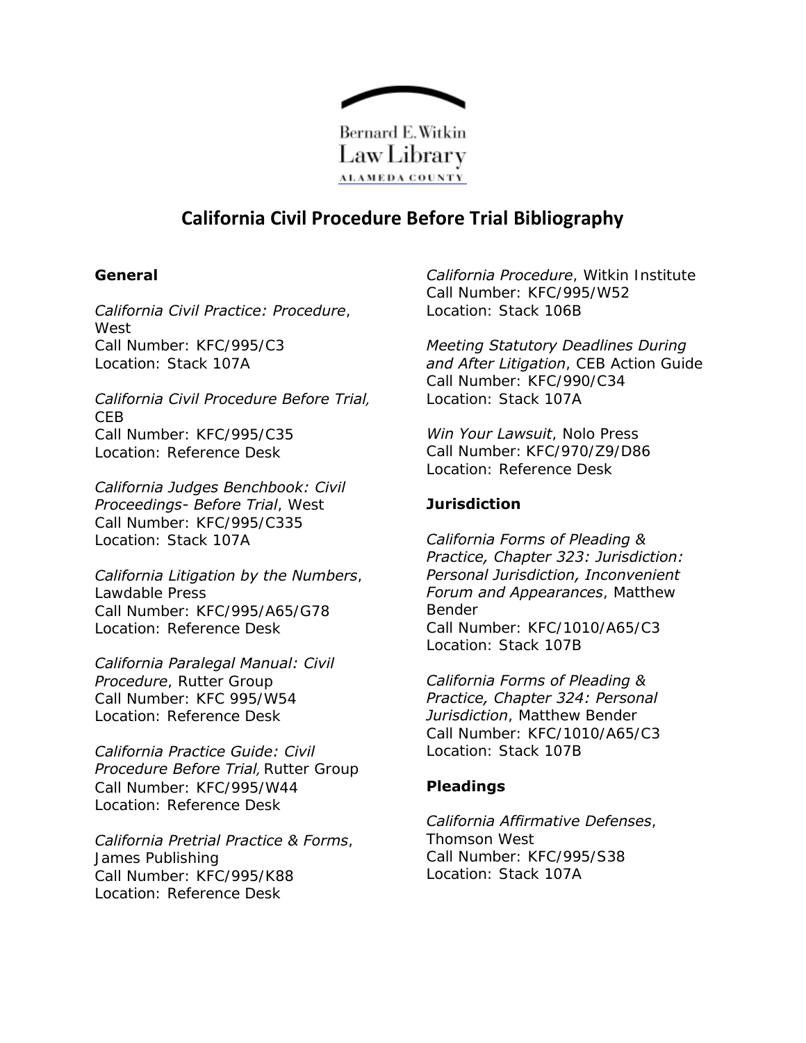Bernard E. Witkin
Law Library
ALAMEDA COUNTY

# California Civil Procedure Before Trial Bibliography

### General

*California Civil Practice: Procedure*, West
Call Number: KFC/995/C3
Location: Stack 107A

*California Civil Procedure Before Trial,* CEB
Call Number: KFC/995/C35
Location: Reference Desk

*California Judges Benchbook: Civil Proceedings- Before Trial*, West
Call Number: KFC/995/C335
Location: Stack 107A

*California Litigation by the Numbers*, Lawdable Press
Call Number: KFC/995/A65/G78
Location: Reference Desk

*California Paralegal Manual: Civil Procedure*, Rutter Group
Call Number: KFC 995/W54
Location: Reference Desk

*California Practice Guide: Civil Procedure Before Trial,* Rutter Group
Call Number: KFC/995/W44
Location: Reference Desk

*California Pretrial Practice & Forms*, James Publishing
Call Number: KFC/995/K88
Location: Reference Desk

*California Procedure*, Witkin Institute
Call Number: KFC/995/W52
Location: Stack 106B

*Meeting Statutory Deadlines During and After Litigation*, CEB Action Guide
Call Number: KFC/990/C34
Location: Stack 107A

*Win Your Lawsuit*, Nolo Press
Call Number: KFC/970/Z9/D86
Location: Reference Desk

### Jurisdiction

*California Forms of Pleading & Practice, Chapter 323: Jurisdiction: Personal Jurisdiction, Inconvenient Forum and Appearances*, Matthew Bender
Call Number: KFC/1010/A65/C3
Location: Stack 107B

*California Forms of Pleading & Practice, Chapter 324: Personal Jurisdiction*, Matthew Bender
Call Number: KFC/1010/A65/C3
Location: Stack 107B

### Pleadings

*California Affirmative Defenses*, Thomson West
Call Number: KFC/995/S38
Location: Stack 107A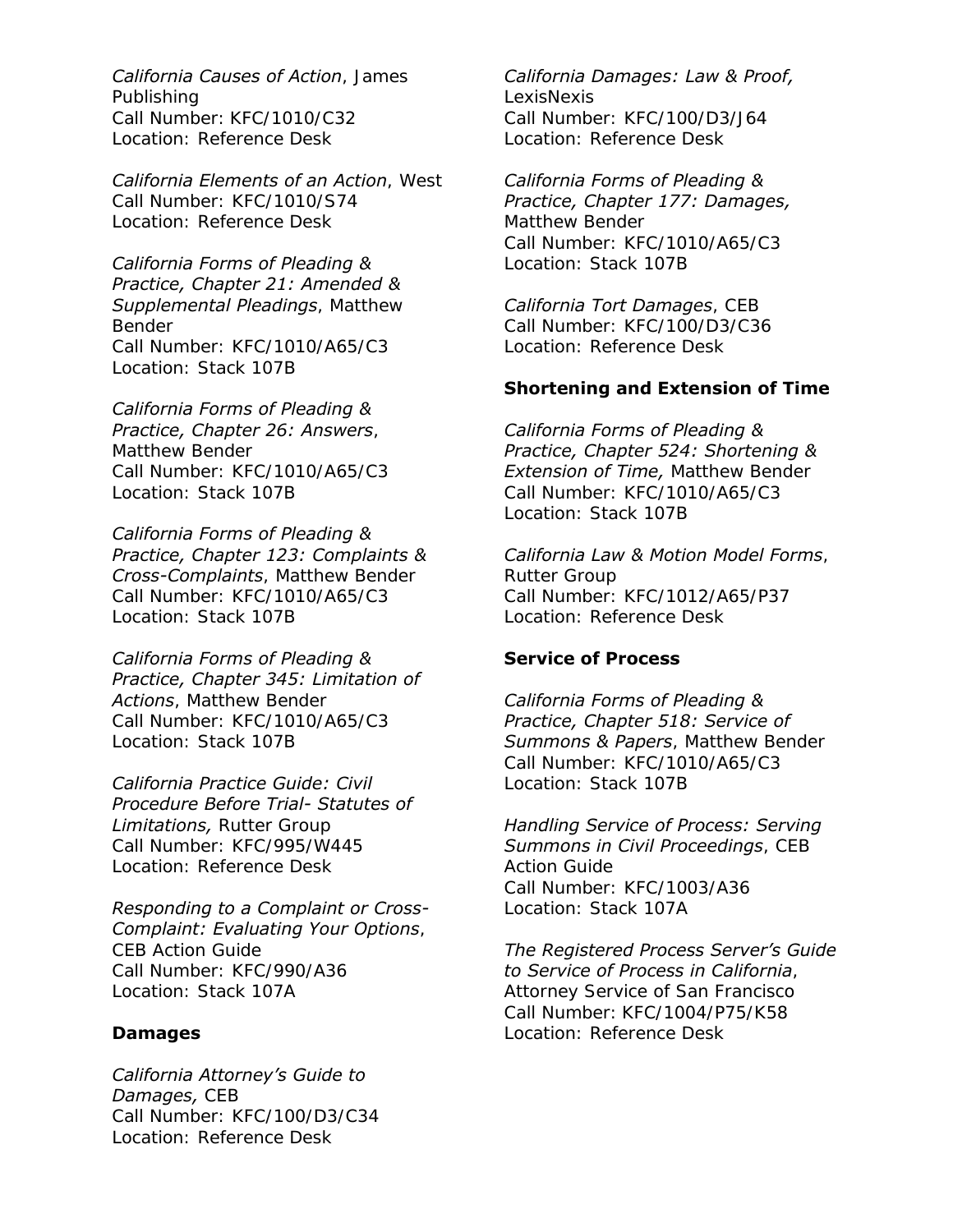*California Causes of Action*, James Publishing
Call Number: KFC/1010/C32
Location: Reference Desk

*California Elements of an Action*, West
Call Number: KFC/1010/S74
Location: Reference Desk

*California Forms of Pleading & Practice, Chapter 21: Amended & Supplemental Pleadings*, Matthew Bender
Call Number: KFC/1010/A65/C3
Location: Stack 107B

*California Forms of Pleading & Practice, Chapter 26: Answers*, Matthew Bender
Call Number: KFC/1010/A65/C3
Location: Stack 107B

*California Forms of Pleading & Practice, Chapter 123: Complaints & Cross-Complaints*, Matthew Bender
Call Number: KFC/1010/A65/C3
Location: Stack 107B

*California Forms of Pleading & Practice, Chapter 345: Limitation of Actions*, Matthew Bender
Call Number: KFC/1010/A65/C3
Location: Stack 107B

*California Practice Guide: Civil Procedure Before Trial- Statutes of Limitations,* Rutter Group
Call Number: KFC/995/W445
Location: Reference Desk

*Responding to a Complaint or Cross-Complaint: Evaluating Your Options*, CEB Action Guide
Call Number: KFC/990/A36
Location: Stack 107A

**Damages**

*California Attorney's Guide to Damages,* CEB
Call Number: KFC/100/D3/C34
Location: Reference Desk

*California Damages: Law & Proof,* LexisNexis
Call Number: KFC/100/D3/J64
Location: Reference Desk

*California Forms of Pleading & Practice, Chapter 177: Damages,* Matthew Bender
Call Number: KFC/1010/A65/C3
Location: Stack 107B

*California Tort Damages*, CEB
Call Number: KFC/100/D3/C36
Location: Reference Desk

**Shortening and Extension of Time**

*California Forms of Pleading & Practice, Chapter 524: Shortening & Extension of Time,* Matthew Bender
Call Number: KFC/1010/A65/C3
Location: Stack 107B

*California Law & Motion Model Forms*, Rutter Group
Call Number: KFC/1012/A65/P37
Location: Reference Desk

**Service of Process**

*California Forms of Pleading & Practice, Chapter 518: Service of Summons & Papers*, Matthew Bender
Call Number: KFC/1010/A65/C3
Location: Stack 107B

*Handling Service of Process: Serving Summons in Civil Proceedings*, CEB Action Guide
Call Number: KFC/1003/A36
Location: Stack 107A

*The Registered Process Server's Guide to Service of Process in California*, Attorney Service of San Francisco
Call Number: KFC/1004/P75/K58
Location: Reference Desk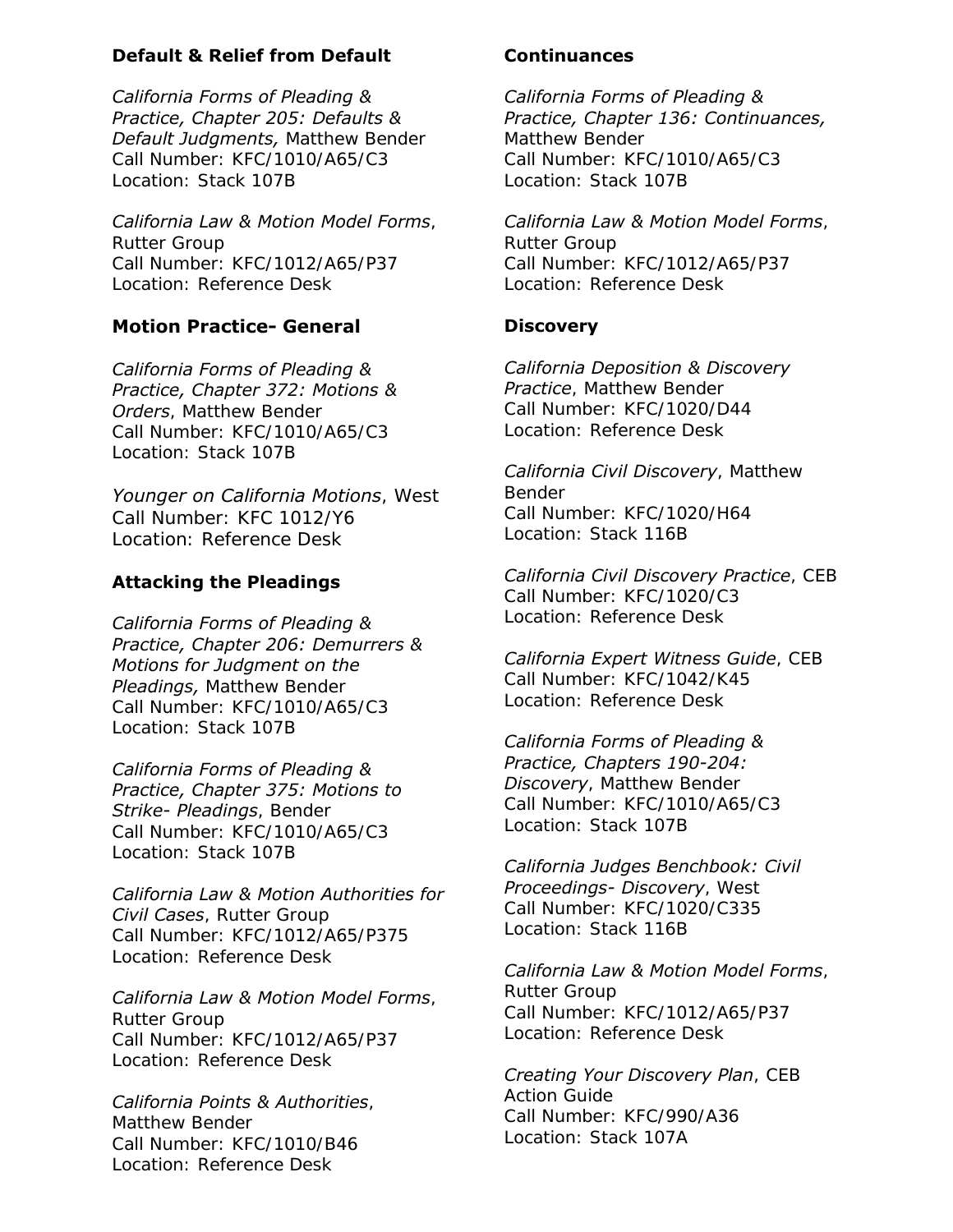### Default & Relief from Default

*California Forms of Pleading & Practice, Chapter 205: Defaults & Default Judgments,* Matthew Bender
Call Number: KFC/1010/A65/C3
Location: Stack 107B

*California Law & Motion Model Forms*, Rutter Group
Call Number: KFC/1012/A65/P37
Location: Reference Desk

### Motion Practice- General

*California Forms of Pleading & Practice, Chapter 372: Motions & Orders*, Matthew Bender
Call Number: KFC/1010/A65/C3
Location: Stack 107B

*Younger on California Motions*, West
Call Number: KFC 1012/Y6
Location: Reference Desk

### Attacking the Pleadings

*California Forms of Pleading & Practice, Chapter 206: Demurrers & Motions for Judgment on the Pleadings,* Matthew Bender
Call Number: KFC/1010/A65/C3
Location: Stack 107B

*California Forms of Pleading & Practice, Chapter 375: Motions to Strike- Pleadings*, Bender
Call Number: KFC/1010/A65/C3
Location: Stack 107B

*California Law & Motion Authorities for Civil Cases*, Rutter Group
Call Number: KFC/1012/A65/P375
Location: Reference Desk

*California Law & Motion Model Forms*, Rutter Group
Call Number: KFC/1012/A65/P37
Location: Reference Desk

*California Points & Authorities*, Matthew Bender
Call Number: KFC/1010/B46
Location: Reference Desk

### Continuances

*California Forms of Pleading & Practice, Chapter 136: Continuances,* Matthew Bender
Call Number: KFC/1010/A65/C3
Location: Stack 107B

*California Law & Motion Model Forms*, Rutter Group
Call Number: KFC/1012/A65/P37
Location: Reference Desk

### Discovery

*California Deposition & Discovery Practice*, Matthew Bender
Call Number: KFC/1020/D44
Location: Reference Desk

*California Civil Discovery*, Matthew Bender
Call Number: KFC/1020/H64
Location: Stack 116B

*California Civil Discovery Practice*, CEB
Call Number: KFC/1020/C3
Location: Reference Desk

*California Expert Witness Guide*, CEB
Call Number: KFC/1042/K45
Location: Reference Desk

*California Forms of Pleading & Practice, Chapters 190-204: Discovery*, Matthew Bender
Call Number: KFC/1010/A65/C3
Location: Stack 107B

*California Judges Benchbook: Civil Proceedings- Discovery*, West
Call Number: KFC/1020/C335
Location: Stack 116B

*California Law & Motion Model Forms*, Rutter Group
Call Number: KFC/1012/A65/P37
Location: Reference Desk

*Creating Your Discovery Plan*, CEB Action Guide
Call Number: KFC/990/A36
Location: Stack 107A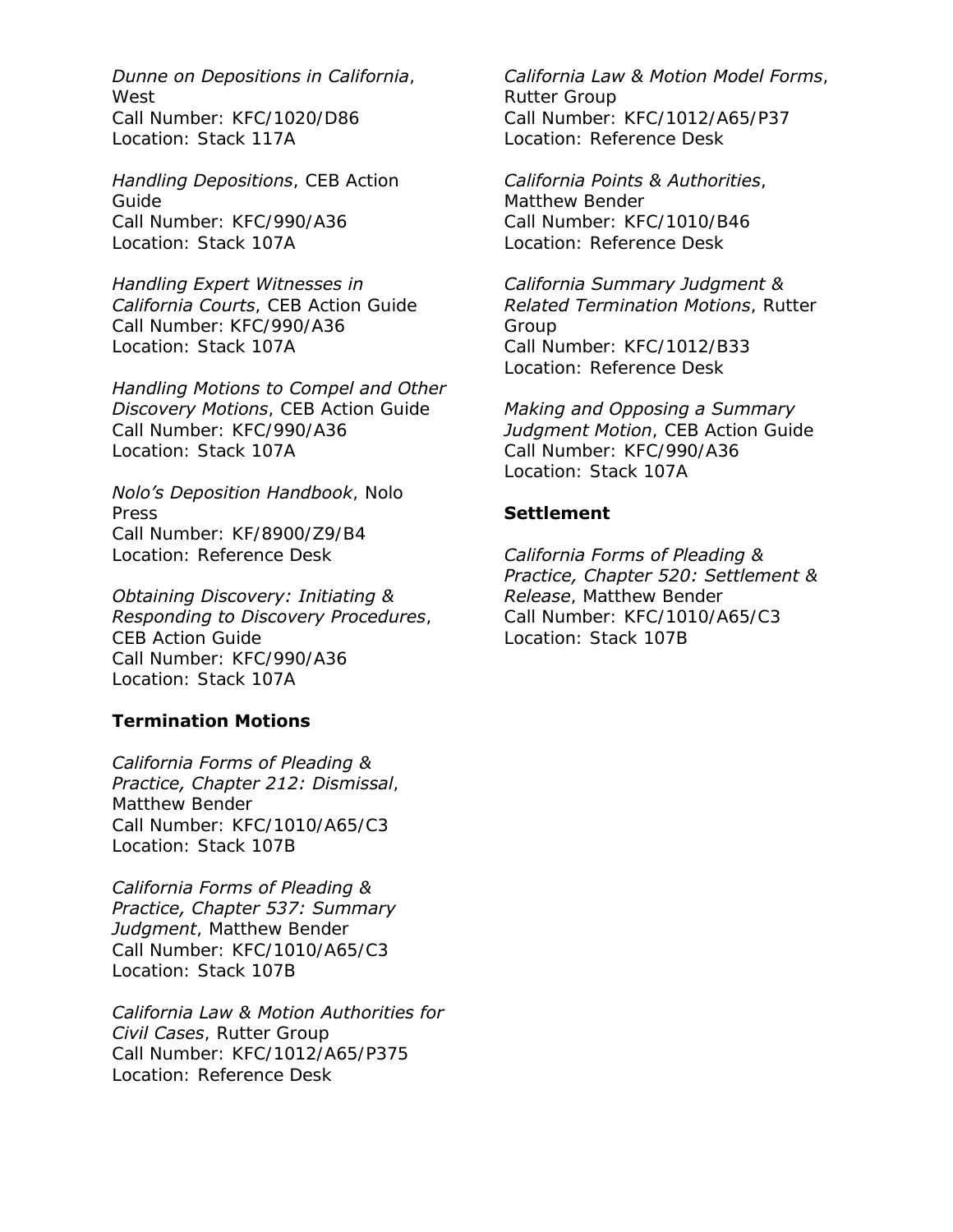*Dunne on Depositions in California*, West
Call Number: KFC/1020/D86
Location: Stack 117A

*Handling Depositions*, CEB Action Guide
Call Number: KFC/990/A36
Location: Stack 107A

*Handling Expert Witnesses in California Courts*, CEB Action Guide
Call Number: KFC/990/A36
Location: Stack 107A

*Handling Motions to Compel and Other Discovery Motions*, CEB Action Guide
Call Number: KFC/990/A36
Location: Stack 107A

*Nolo's Deposition Handbook*, Nolo Press
Call Number: KF/8900/Z9/B4
Location: Reference Desk

*Obtaining Discovery: Initiating & Responding to Discovery Procedures*, CEB Action Guide
Call Number: KFC/990/A36
Location: Stack 107A

**Termination Motions**

*California Forms of Pleading & Practice, Chapter 212: Dismissal*, Matthew Bender
Call Number: KFC/1010/A65/C3
Location: Stack 107B

*California Forms of Pleading & Practice, Chapter 537: Summary Judgment*, Matthew Bender
Call Number: KFC/1010/A65/C3
Location: Stack 107B

*California Law & Motion Authorities for Civil Cases*, Rutter Group
Call Number: KFC/1012/A65/P375
Location: Reference Desk

*California Law & Motion Model Forms*, Rutter Group
Call Number: KFC/1012/A65/P37
Location: Reference Desk

*California Points & Authorities*, Matthew Bender
Call Number: KFC/1010/B46
Location: Reference Desk

*California Summary Judgment & Related Termination Motions*, Rutter Group
Call Number: KFC/1012/B33
Location: Reference Desk

*Making and Opposing a Summary Judgment Motion*, CEB Action Guide
Call Number: KFC/990/A36
Location: Stack 107A

**Settlement**

*California Forms of Pleading & Practice, Chapter 520: Settlement & Release*, Matthew Bender
Call Number: KFC/1010/A65/C3
Location: Stack 107B